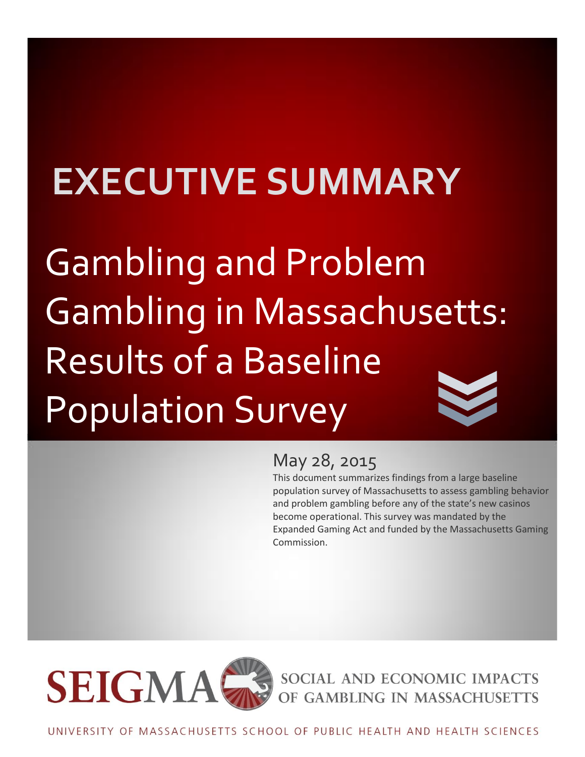# EXECUTIVE SUMMARY

# Gambling and Problem Gambling in Massachusetts: Results of a Baseline Population Survey

May 28, 2015

This document summarizes findings from a large baseline population survey of Massachusetts to assess gambling behavior and problem gambling before any of the state's new casinos become operational. This survey was mandated by the Expanded Gaming Act and funded by the Massachusetts Gaming Commission.

SEIGMA SOCIAL AND ECONOMIC IMPACTS OF GAMBLING IN MASSACHUSETTS

UNIVERSITY OF MASSACHUSETTS SCHOOL OF PUBLIC HEALTH AND HEALTH SCIENCES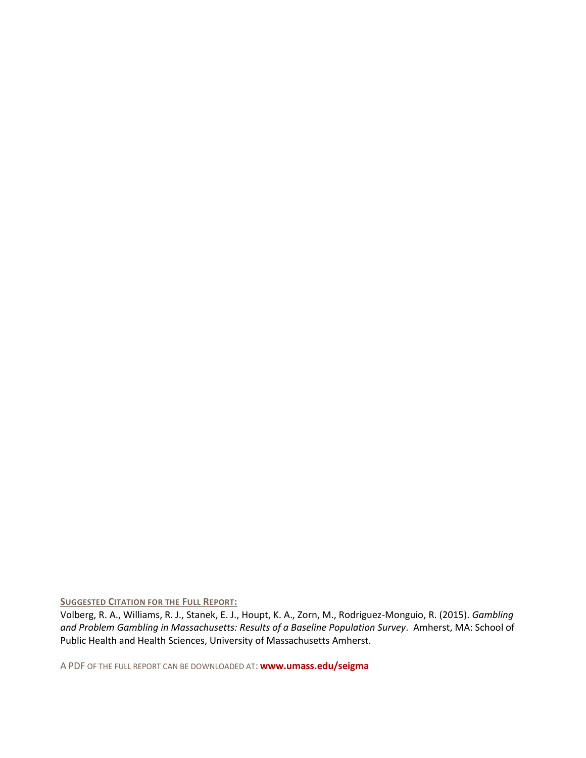**Suggested Citation for the Full Report:**

Volberg, R. A., Williams, R. J., Stanek, E. J., Houpt, K. A., Zorn, M., Rodriguez-Monguio, R. (2015). *Gambling and Problem Gambling in Massachusetts: Results of a Baseline Population Survey*. Amherst, MA: School of Public Health and Health Sciences, University of Massachusetts Amherst.

A PDF of the full report can be downloaded at: **www.umass.edu/seigma**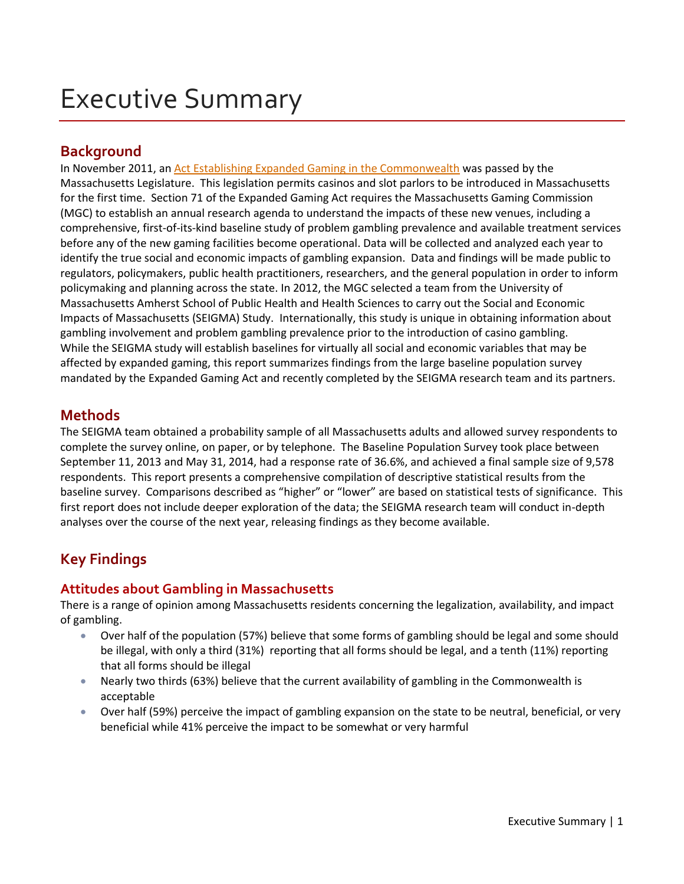# Executive Summary

## Background

In November 2011, an Act Establishing Expanded Gaming in the Commonwealth was passed by the Massachusetts Legislature. This legislation permits casinos and slot parlors to be introduced in Massachusetts for the first time. Section 71 of the Expanded Gaming Act requires the Massachusetts Gaming Commission (MGC) to establish an annual research agenda to understand the impacts of these new venues, including a comprehensive, first-of-its-kind baseline study of problem gambling prevalence and available treatment services before any of the new gaming facilities become operational. Data will be collected and analyzed each year to identify the true social and economic impacts of gambling expansion. Data and findings will be made public to regulators, policymakers, public health practitioners, researchers, and the general population in order to inform policymaking and planning across the state. In 2012, the MGC selected a team from the University of Massachusetts Amherst School of Public Health and Health Sciences to carry out the Social and Economic Impacts of Massachusetts (SEIGMA) Study. Internationally, this study is unique in obtaining information about gambling involvement and problem gambling prevalence prior to the introduction of casino gambling. While the SEIGMA study will establish baselines for virtually all social and economic variables that may be affected by expanded gaming, this report summarizes findings from the large baseline population survey mandated by the Expanded Gaming Act and recently completed by the SEIGMA research team and its partners.

## Methods

The SEIGMA team obtained a probability sample of all Massachusetts adults and allowed survey respondents to complete the survey online, on paper, or by telephone. The Baseline Population Survey took place between September 11, 2013 and May 31, 2014, had a response rate of 36.6%, and achieved a final sample size of 9,578 respondents. This report presents a comprehensive compilation of descriptive statistical results from the baseline survey. Comparisons described as "higher" or "lower" are based on statistical tests of significance. This first report does not include deeper exploration of the data; the SEIGMA research team will conduct in-depth analyses over the course of the next year, releasing findings as they become available.

## Key Findings

### Attitudes about Gambling in Massachusetts

There is a range of opinion among Massachusetts residents concerning the legalization, availability, and impact of gambling.

- Over half of the population (57%) believe that some forms of gambling should be legal and some should be illegal, with only a third (31%) reporting that all forms should be legal, and a tenth (11%) reporting that all forms should be illegal
- Nearly two thirds (63%) believe that the current availability of gambling in the Commonwealth is acceptable
- Over half (59%) perceive the impact of gambling expansion on the state to be neutral, beneficial, or very beneficial while 41% perceive the impact to be somewhat or very harmful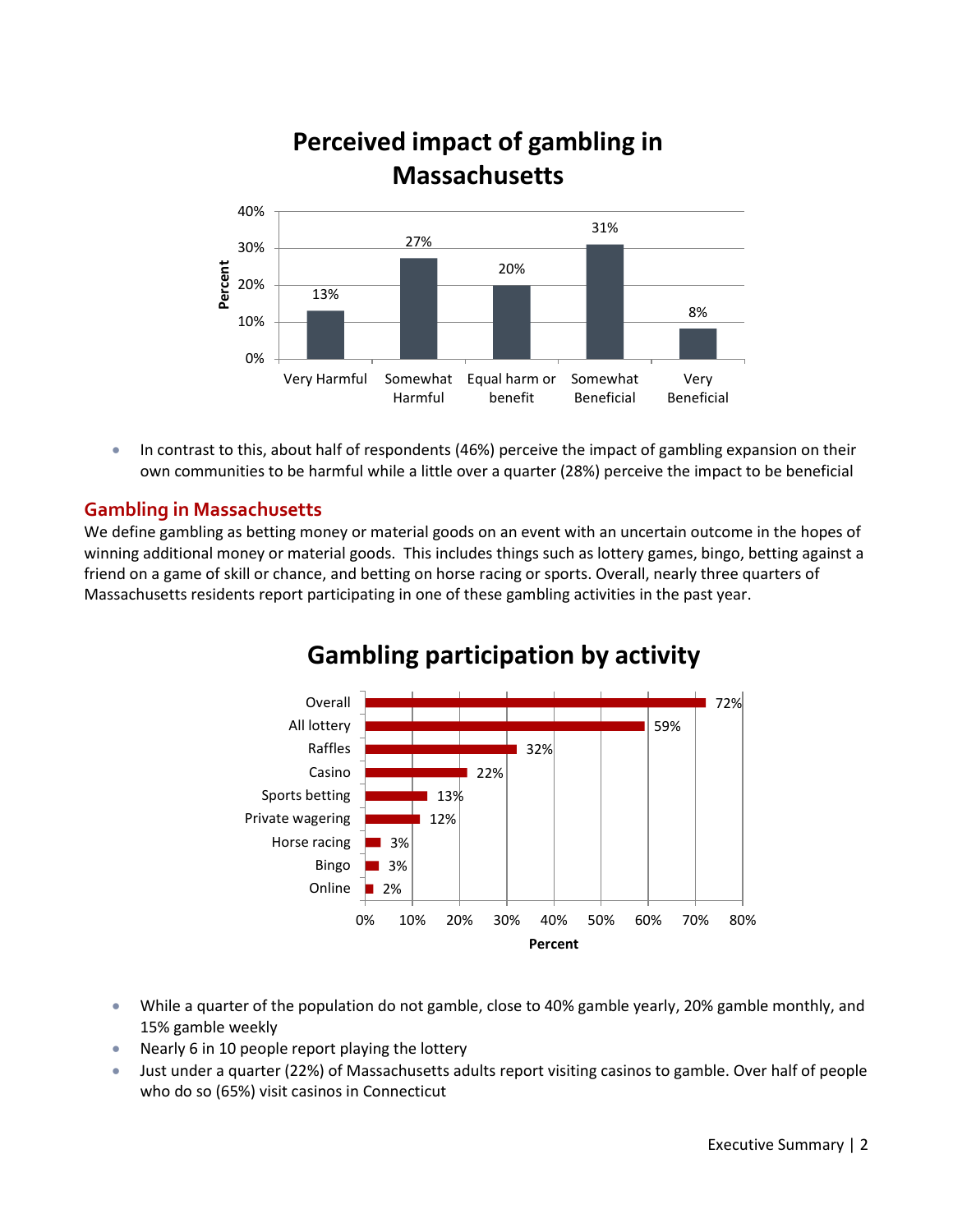**Perceived impact of gambling in Massachusetts**

| Impact | Percent |
|---|---|
| Very Harmful | 13% |
| Somewhat Harmful | 27% |
| Equal harm or benefit | 20% |
| Somewhat Beneficial | 31% |
| Very Beneficial | 8% |

- In contrast to this, about half of respondents (46%) perceive the impact of gambling expansion on their own communities to be harmful while a little over a quarter (28%) perceive the impact to be beneficial

## Gambling in Massachusetts

We define gambling as betting money or material goods on an event with an uncertain outcome in the hopes of winning additional money or material goods. This includes things such as lottery games, bingo, betting against a friend on a game of skill or chance, and betting on horse racing or sports. Overall, nearly three quarters of Massachusetts residents report participating in one of these gambling activities in the past year.

**Gambling participation by activity**

| Activity | Percent |
|---|---|
| Overall | 72% |
| All lottery | 59% |
| Raffles | 32% |
| Casino | 22% |
| Sports betting | 13% |
| Private wagering | 12% |
| Horse racing | 3% |
| Bingo | 3% |
| Online | 2% |

- While a quarter of the population do not gamble, close to 40% gamble yearly, 20% gamble monthly, and 15% gamble weekly
- Nearly 6 in 10 people report playing the lottery
- Just under a quarter (22%) of Massachusetts adults report visiting casinos to gamble. Over half of people who do so (65%) visit casinos in Connecticut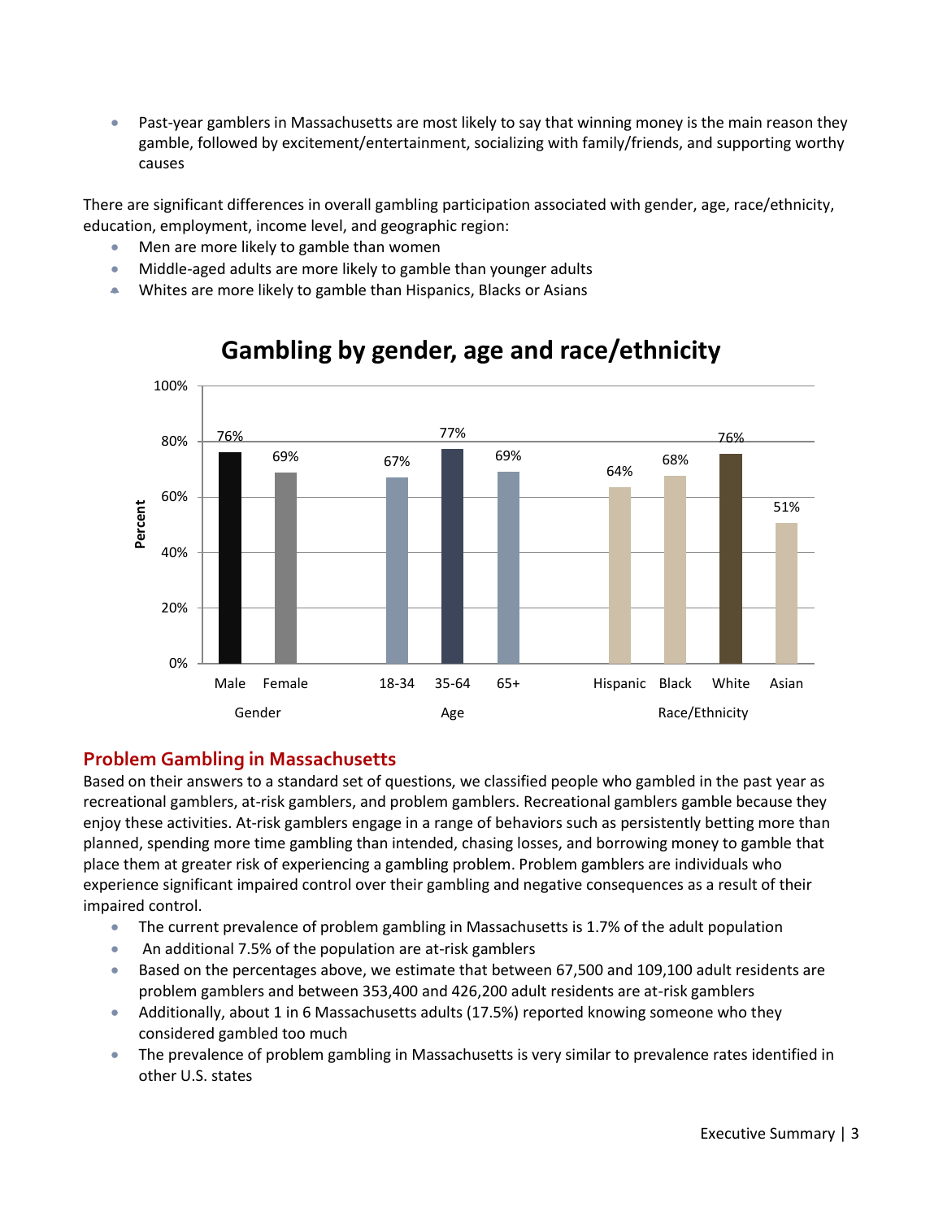- Past-year gamblers in Massachusetts are most likely to say that winning money is the main reason they gamble, followed by excitement/entertainment, socializing with family/friends, and supporting worthy causes

There are significant differences in overall gambling participation associated with gender, age, race/ethnicity, education, employment, income level, and geographic region:

- Men are more likely to gamble than women
- Middle-aged adults are more likely to gamble than younger adults
- Whites are more likely to gamble than Hispanics, Blacks or Asians

**Gambling by gender, age and race/ethnicity**

| Group | Category | Percent |
|---|---|---|
| Gender | Male | 76% |
| Gender | Female | 69% |
| Age | 18-34 | 67% |
| Age | 35-64 | 77% |
| Age | 65+ | 69% |
| Race/Ethnicity | Hispanic | 64% |
| Race/Ethnicity | Black | 68% |
| Race/Ethnicity | White | 76% |
| Race/Ethnicity | Asian | 51% |

## Problem Gambling in Massachusetts

Based on their answers to a standard set of questions, we classified people who gambled in the past year as recreational gamblers, at-risk gamblers, and problem gamblers. Recreational gamblers gamble because they enjoy these activities. At-risk gamblers engage in a range of behaviors such as persistently betting more than planned, spending more time gambling than intended, chasing losses, and borrowing money to gamble that place them at greater risk of experiencing a gambling problem. Problem gamblers are individuals who experience significant impaired control over their gambling and negative consequences as a result of their impaired control.

- The current prevalence of problem gambling in Massachusetts is 1.7% of the adult population
- An additional 7.5% of the population are at-risk gamblers
- Based on the percentages above, we estimate that between 67,500 and 109,100 adult residents are problem gamblers and between 353,400 and 426,200 adult residents are at-risk gamblers
- Additionally, about 1 in 6 Massachusetts adults (17.5%) reported knowing someone who they considered gambled too much
- The prevalence of problem gambling in Massachusetts is very similar to prevalence rates identified in other U.S. states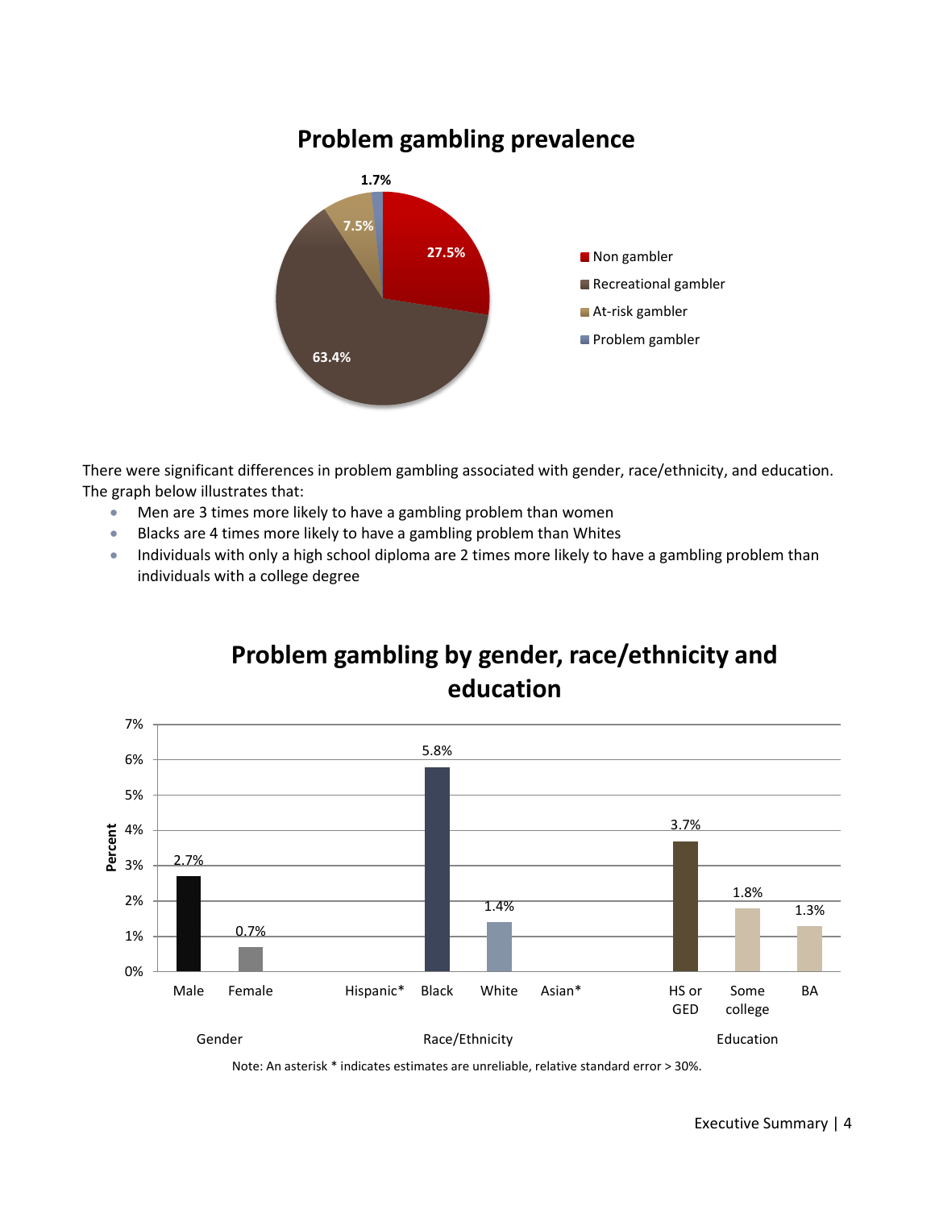## Problem gambling prevalence

- Non gambler: 27.5%
- Recreational gambler: 63.4%
- At-risk gambler: 7.5%
- Problem gambler: 1.7%

There were significant differences in problem gambling associated with gender, race/ethnicity, and education. The graph below illustrates that:

- Men are 3 times more likely to have a gambling problem than women
- Blacks are 4 times more likely to have a gambling problem than Whites
- Individuals with only a high school diploma are 2 times more likely to have a gambling problem than individuals with a college degree

## Problem gambling by gender, race/ethnicity and education

| Category | Group | Percent |
|---|---|---|
| Gender | Male | 2.7% |
| Gender | Female | 0.7% |
| Race/Ethnicity | Hispanic* | |
| Race/Ethnicity | Black | 5.8% |
| Race/Ethnicity | White | 1.4% |
| Race/Ethnicity | Asian* | |
| Education | HS or GED | 3.7% |
| Education | Some college | 1.8% |
| Education | BA | 1.3% |

Note: An asterisk * indicates estimates are unreliable, relative standard error > 30%.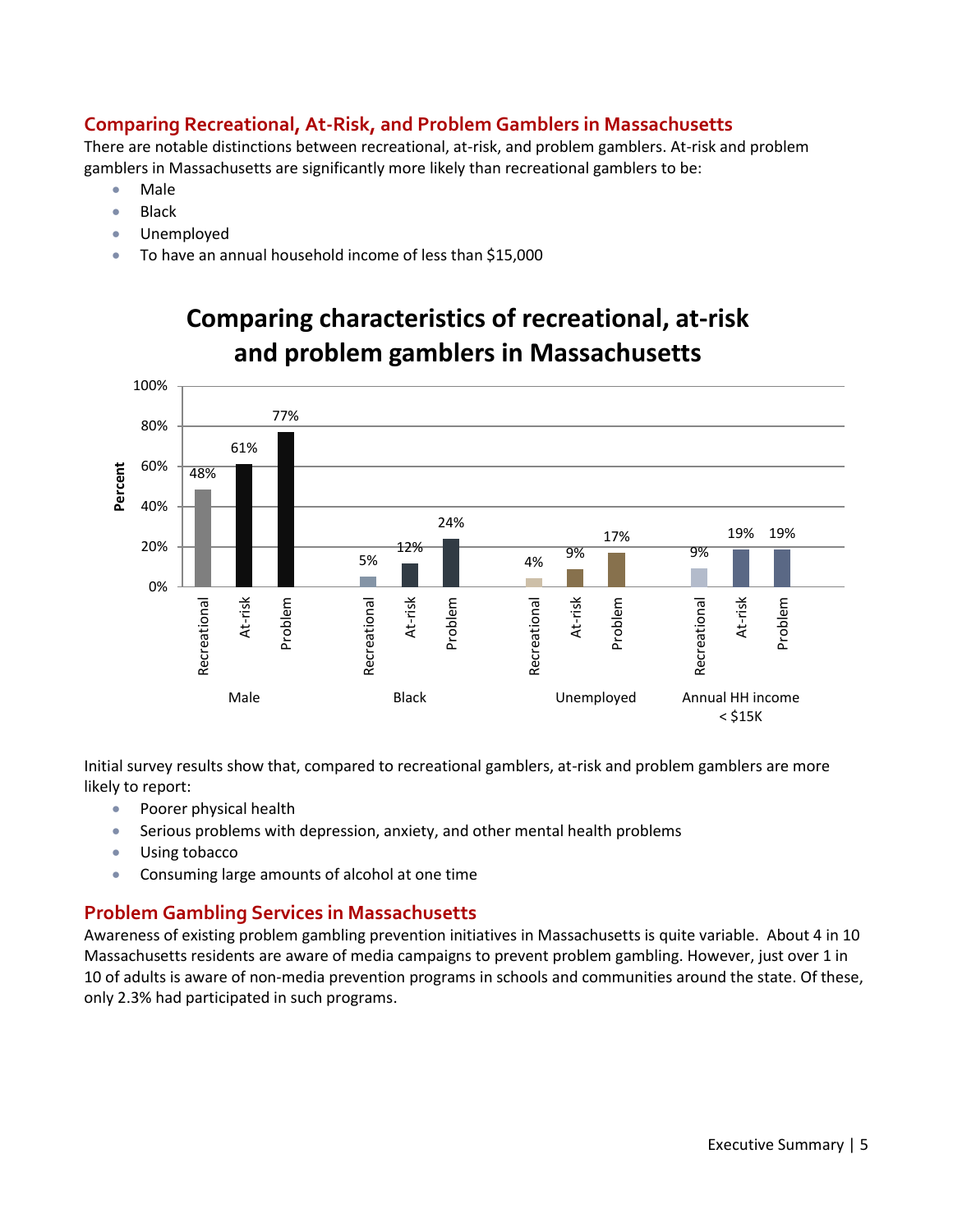## Comparing Recreational, At-Risk, and Problem Gamblers in Massachusetts

There are notable distinctions between recreational, at-risk, and problem gamblers. At-risk and problem gamblers in Massachusetts are significantly more likely than recreational gamblers to be:

- Male
- Black
- Unemployed
- To have an annual household income of less than $15,000

**Comparing characteristics of recreational, at-risk and problem gamblers in Massachusetts**

| | Recreational | At-risk | Problem |
|---|---|---|---|
| Male | 48% | 61% | 77% |
| Black | 5% | 12% | 24% |
| Unemployed | 4% | 9% | 17% |
| Annual HH income < $15K | 9% | 19% | 19% |

Initial survey results show that, compared to recreational gamblers, at-risk and problem gamblers are more likely to report:

- Poorer physical health
- Serious problems with depression, anxiety, and other mental health problems
- Using tobacco
- Consuming large amounts of alcohol at one time

## Problem Gambling Services in Massachusetts

Awareness of existing problem gambling prevention initiatives in Massachusetts is quite variable. About 4 in 10 Massachusetts residents are aware of media campaigns to prevent problem gambling. However, just over 1 in 10 of adults is aware of non-media prevention programs in schools and communities around the state. Of these, only 2.3% had participated in such programs.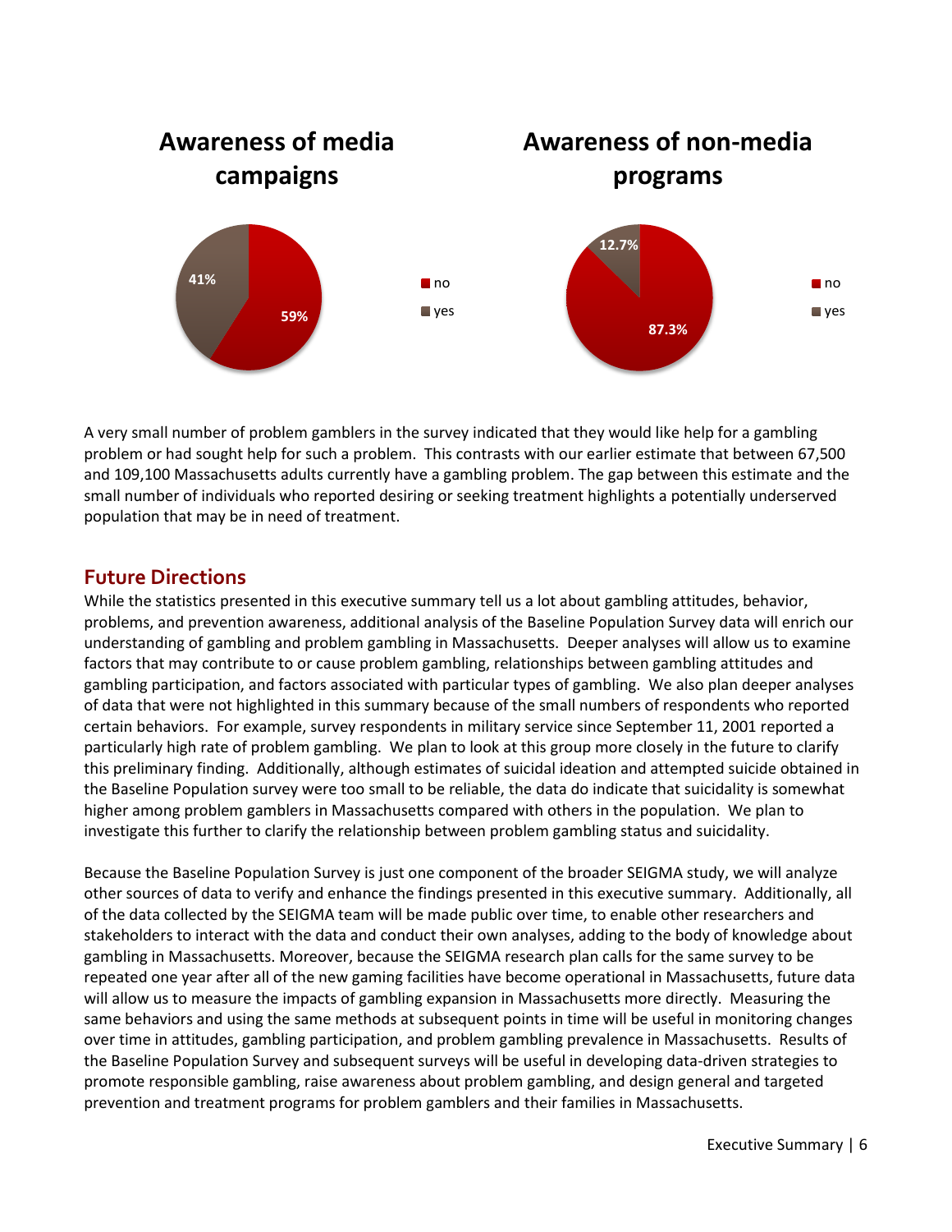**Awareness of media campaigns**

- no: 59%
- yes: 41%

**Awareness of non-media programs**

- no: 87.3%
- yes: 12.7%

A very small number of problem gamblers in the survey indicated that they would like help for a gambling problem or had sought help for such a problem. This contrasts with our earlier estimate that between 67,500 and 109,100 Massachusetts adults currently have a gambling problem. The gap between this estimate and the small number of individuals who reported desiring or seeking treatment highlights a potentially underserved population that may be in need of treatment.

## Future Directions

While the statistics presented in this executive summary tell us a lot about gambling attitudes, behavior, problems, and prevention awareness, additional analysis of the Baseline Population Survey data will enrich our understanding of gambling and problem gambling in Massachusetts. Deeper analyses will allow us to examine factors that may contribute to or cause problem gambling, relationships between gambling attitudes and gambling participation, and factors associated with particular types of gambling. We also plan deeper analyses of data that were not highlighted in this summary because of the small numbers of respondents who reported certain behaviors. For example, survey respondents in military service since September 11, 2001 reported a particularly high rate of problem gambling. We plan to look at this group more closely in the future to clarify this preliminary finding. Additionally, although estimates of suicidal ideation and attempted suicide obtained in the Baseline Population survey were too small to be reliable, the data do indicate that suicidality is somewhat higher among problem gamblers in Massachusetts compared with others in the population. We plan to investigate this further to clarify the relationship between problem gambling status and suicidality.

Because the Baseline Population Survey is just one component of the broader SEIGMA study, we will analyze other sources of data to verify and enhance the findings presented in this executive summary. Additionally, all of the data collected by the SEIGMA team will be made public over time, to enable other researchers and stakeholders to interact with the data and conduct their own analyses, adding to the body of knowledge about gambling in Massachusetts. Moreover, because the SEIGMA research plan calls for the same survey to be repeated one year after all of the new gaming facilities have become operational in Massachusetts, future data will allow us to measure the impacts of gambling expansion in Massachusetts more directly. Measuring the same behaviors and using the same methods at subsequent points in time will be useful in monitoring changes over time in attitudes, gambling participation, and problem gambling prevalence in Massachusetts. Results of the Baseline Population Survey and subsequent surveys will be useful in developing data-driven strategies to promote responsible gambling, raise awareness about problem gambling, and design general and targeted prevention and treatment programs for problem gamblers and their families in Massachusetts.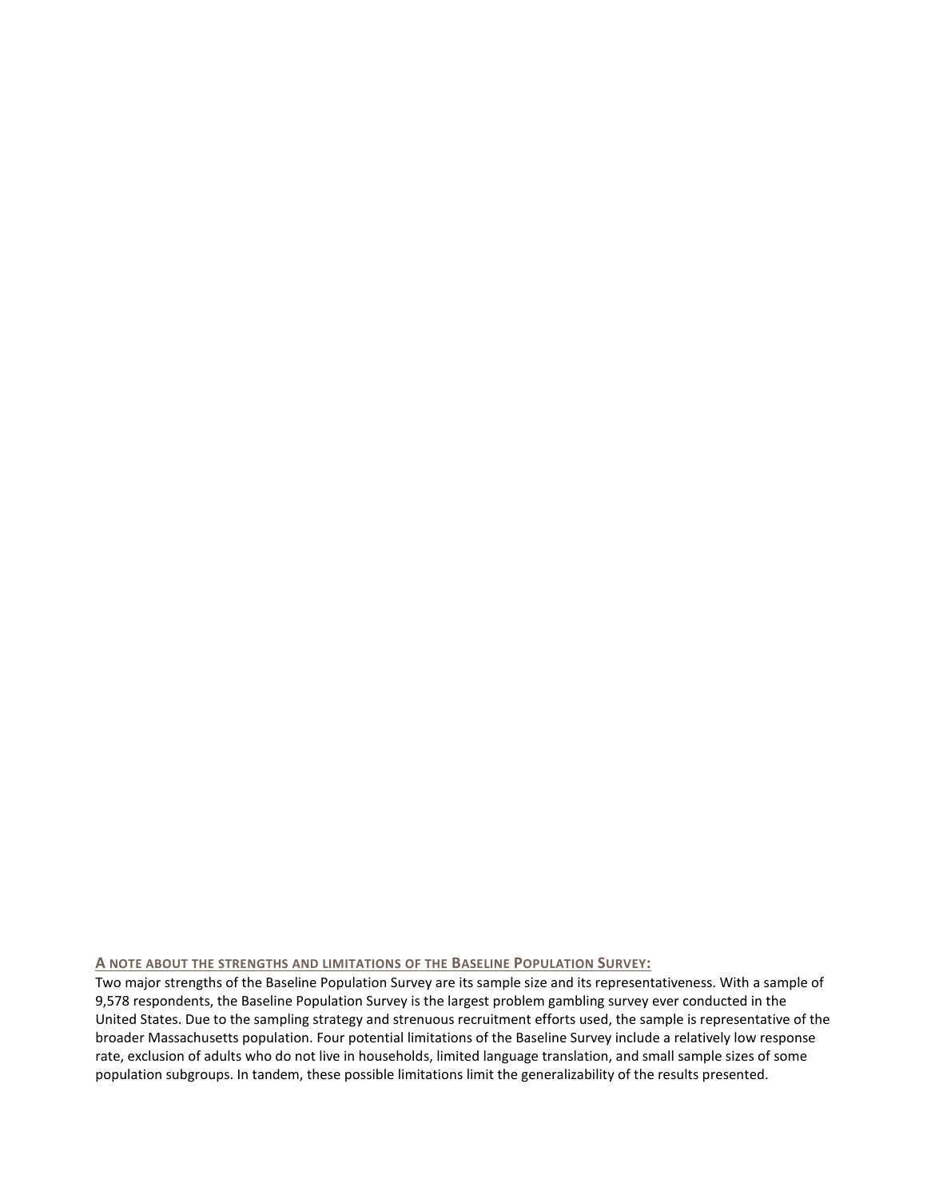**A NOTE ABOUT THE STRENGTHS AND LIMITATIONS OF THE BASELINE POPULATION SURVEY:**

Two major strengths of the Baseline Population Survey are its sample size and its representativeness. With a sample of 9,578 respondents, the Baseline Population Survey is the largest problem gambling survey ever conducted in the United States. Due to the sampling strategy and strenuous recruitment efforts used, the sample is representative of the broader Massachusetts population. Four potential limitations of the Baseline Survey include a relatively low response rate, exclusion of adults who do not live in households, limited language translation, and small sample sizes of some population subgroups. In tandem, these possible limitations limit the generalizability of the results presented.